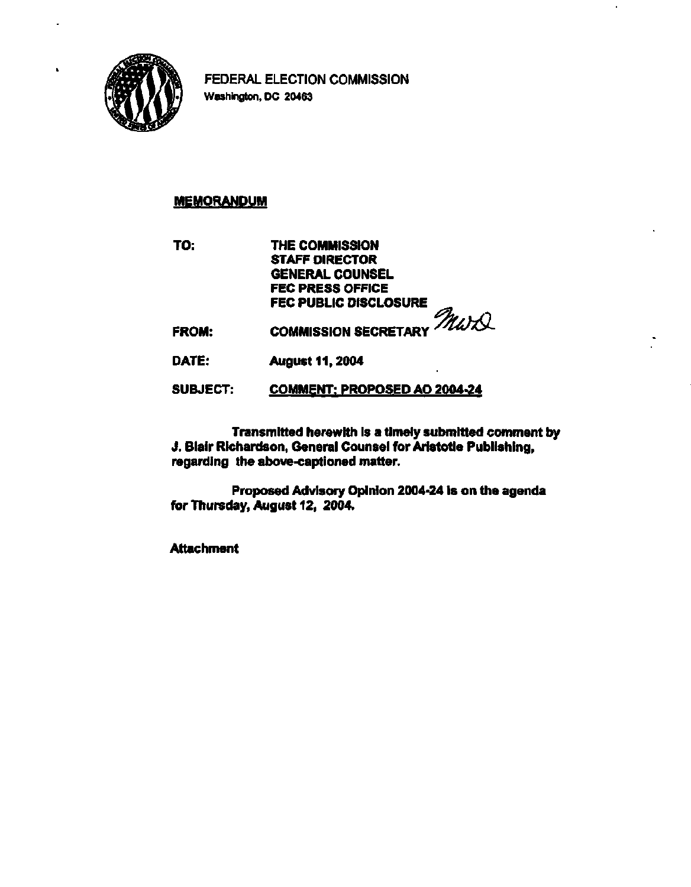FEDERAL ELECTION COMMISSION
Washington, DC 20463

**MEMORANDUM**

| | |
|---|---|
| **TO:** | **THE COMMISSION** |
| | **STAFF DIRECTOR** |
| | **GENERAL COUNSEL** |
| | **FEC PRESS OFFICE** |
| | **FEC PUBLIC DISCLOSURE** |
| **FROM:** | **COMMISSION SECRETARY** *MWD* |
| **DATE:** | **August 11, 2004** |
| **SUBJECT:** | **COMMENT: PROPOSED AO 2004-24** |

**Transmitted herewith is a timely submitted comment by J. Blair Richardson, General Counsel for Aristotle Publishing, regarding the above-captioned matter.**

**Proposed Advisory Opinion 2004-24 is on the agenda for Thursday, August 12, 2004.**

**Attachment**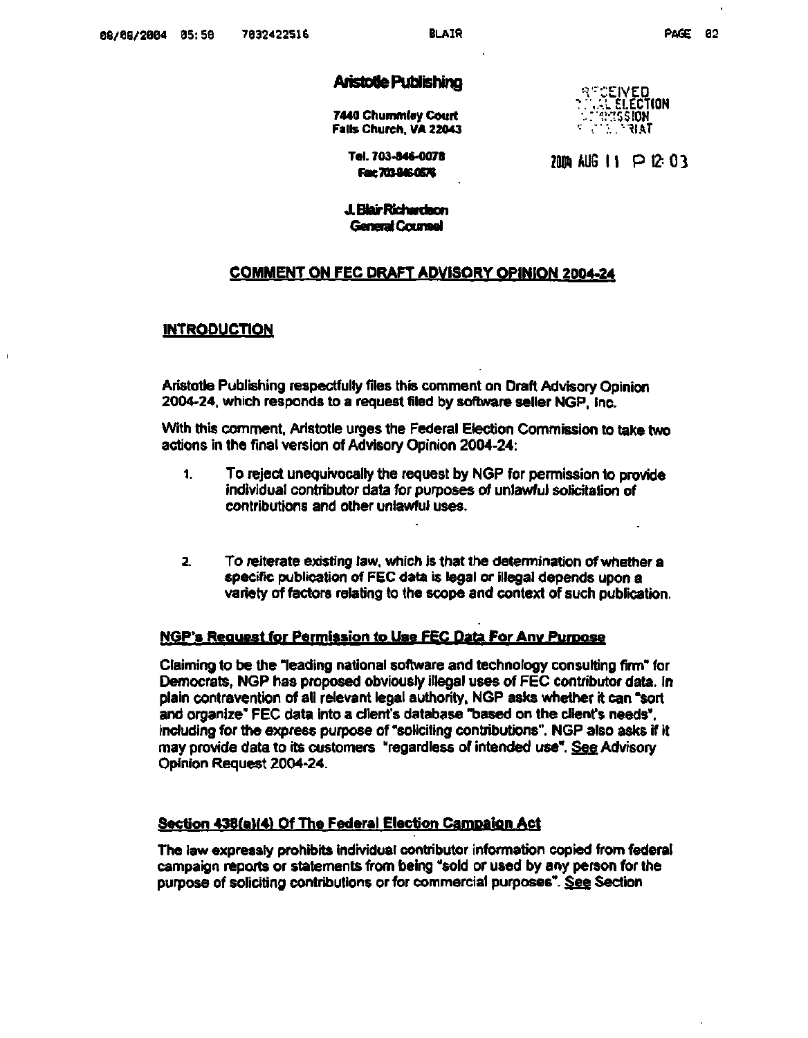**Aristotle Publishing**

**7440 Chummley Court**
**Falls Church, VA 22043**

**Tel. 703-846-0078**
**Fax 703-846-0576**

**J. Blair Richardson**
**General Counsel**

RECEIVED
FEDERAL ELECTION
COMMISSION
SECRETARIAT

2004 AUG 11 P 12:03

## COMMENT ON FEC DRAFT ADVISORY OPINION 2004-24

### INTRODUCTION

Aristotle Publishing respectfully files this comment on Draft Advisory Opinion 2004-24, which responds to a request filed by software seller NGP, Inc.

With this comment, Aristotle urges the Federal Election Commission to take two actions in the final version of Advisory Opinion 2004-24:

1. To reject unequivocally the request by NGP for permission to provide individual contributor data for purposes of unlawful solicitation of contributions and other unlawful uses.

2. To reiterate existing law, which is that the determination of whether a specific publication of FEC data is legal or illegal depends upon a variety of factors relating to the scope and context of such publication.

### NGP's Request for Permission to Use FEC Data For Any Purpose

Claiming to be the "leading national software and technology consulting firm" for Democrats, NGP has proposed obviously illegal uses of FEC contributor data. In plain contravention of all relevant legal authority, NGP asks whether it can "sort and organize" FEC data into a client's database "based on the client's needs", including for the express purpose of "soliciting contributions". NGP also asks if it may provide data to its customers "regardless of intended use". See Advisory Opinion Request 2004-24.

### Section 438(a)(4) Of The Federal Election Campaign Act

The law expressly prohibits individual contributor information copied from federal campaign reports or statements from being "sold or used by any person for the purpose of soliciting contributions or for commercial purposes". See Section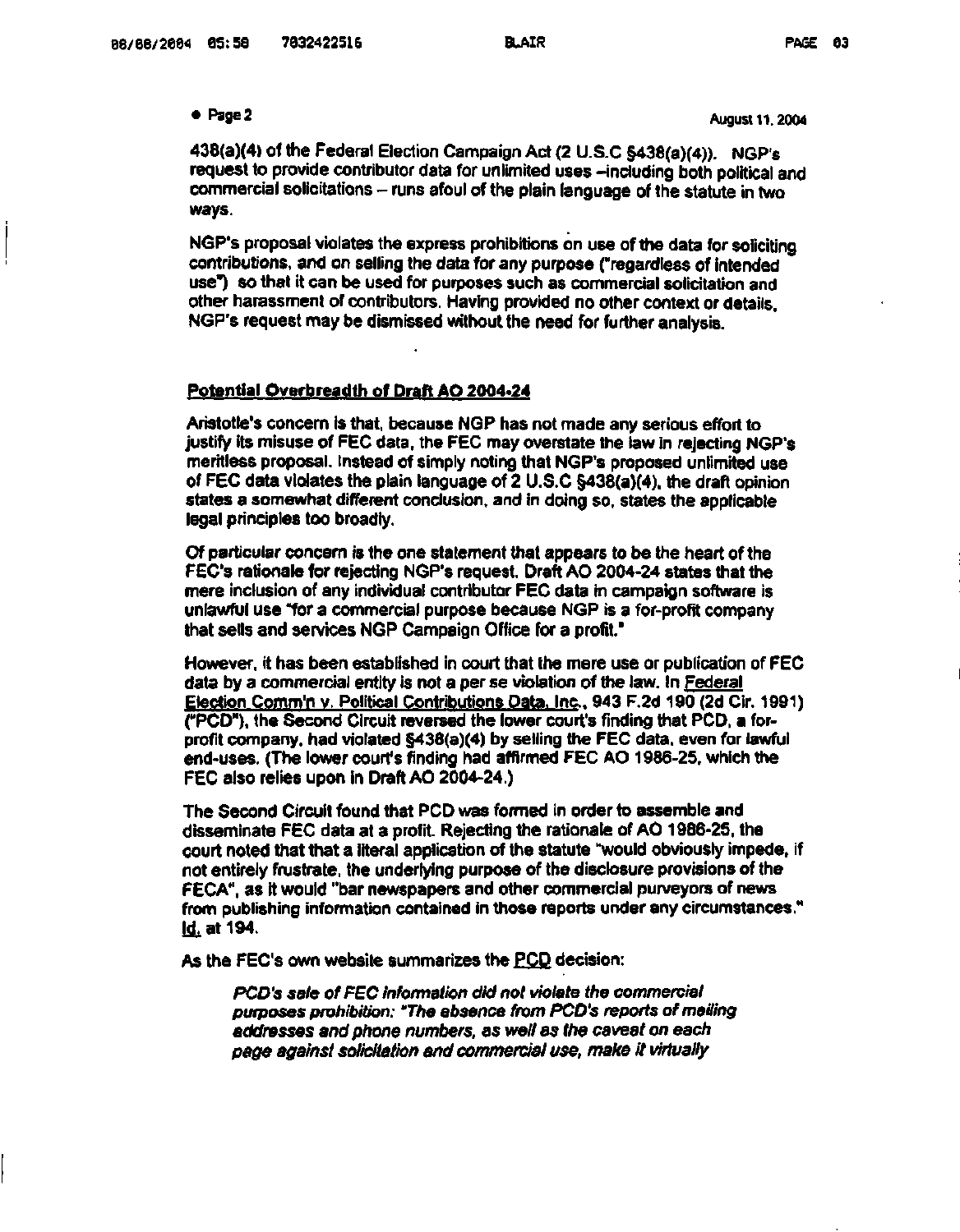438(a)(4) of the Federal Election Campaign Act (2 U.S.C §438(a)(4)). NGP's request to provide contributor data for unlimited uses –including both political and commercial solicitations – runs afoul of the plain language of the statute in two ways.

NGP's proposal violates the express prohibitions on use of the data for soliciting contributions, and on selling the data for any purpose ("regardless of intended use") so that it can be used for purposes such as commercial solicitation and other harassment of contributors. Having provided no other context or details, NGP's request may be dismissed without the need for further analysis.

**Potential Overbreadth of Draft AO 2004-24**

Aristotle's concern is that, because NGP has not made any serious effort to justify its misuse of FEC data, the FEC may overstate the law in rejecting NGP's meritless proposal. Instead of simply noting that NGP's proposed unlimited use of FEC data violates the plain language of 2 U.S.C §438(a)(4), the draft opinion states a somewhat different conclusion, and in doing so, states the applicable legal principles too broadly.

Of particular concern is the one statement that appears to be the heart of the FEC's rationale for rejecting NGP's request. Draft AO 2004-24 states that the mere inclusion of any individual contributor FEC data in campaign software is unlawful use "for a commercial purpose because NGP is a for-profit company that sells and services NGP Campaign Office for a profit."

However, it has been established in court that the mere use or publication of FEC data by a commercial entity is not a per se violation of the law. In Federal Election Comm'n v. Political Contributions Data, Inc., 943 F.2d 190 (2d Cir. 1991) ("PCD"), the Second Circuit reversed the lower court's finding that PCD, a for-profit company, had violated §438(a)(4) by selling the FEC data, even for lawful end-uses. (The lower court's finding had affirmed FEC AO 1986-25, which the FEC also relies upon in Draft AO 2004-24.)

The Second Circuit found that PCD was formed in order to assemble and disseminate FEC data at a profit. Rejecting the rationale of AO 1986-25, the court noted that that a literal application of the statute "would obviously impede, if not entirely frustrate, the underlying purpose of the disclosure provisions of the FECA", as it would "bar newspapers and other commercial purveyors of news from publishing information contained in those reports under any circumstances." Id. at 194.

As the FEC's own website summarizes the PCD decision:

> *PCD's sale of FEC information did not violate the commercial purposes prohibition: "The absence from PCD's reports of mailing addresses and phone numbers, as well as the caveat on each page against solicitation and commercial use, make it virtually*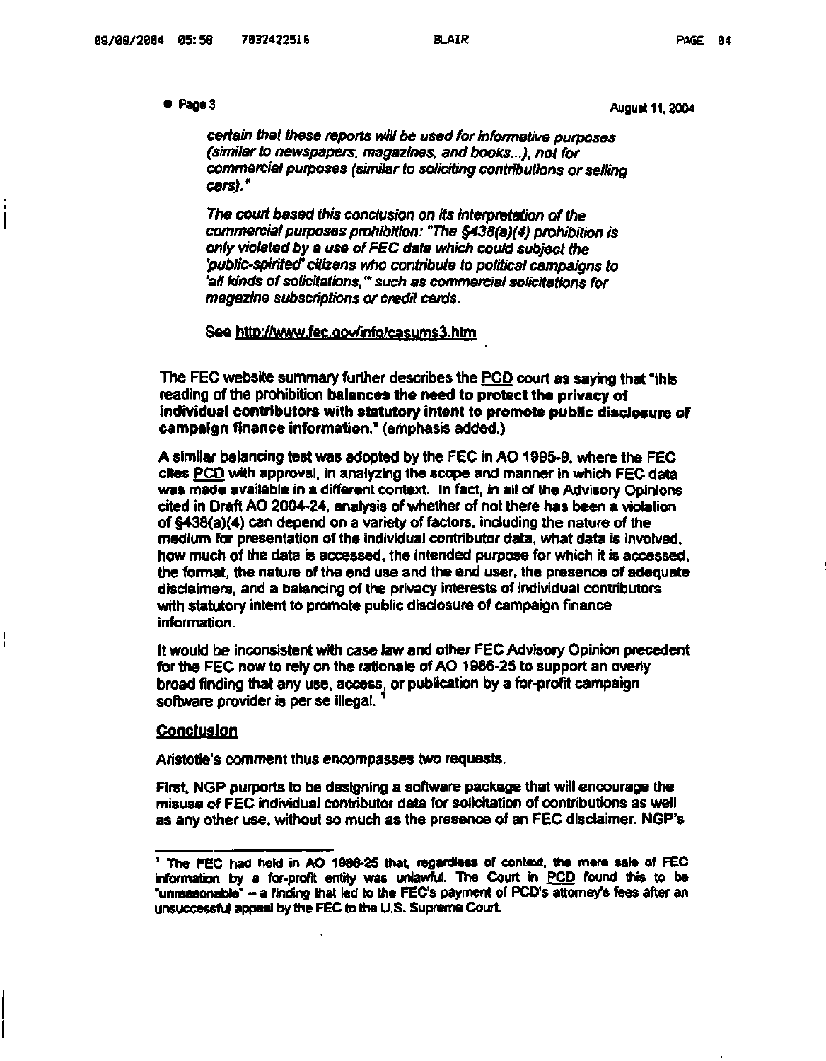*certain that these reports will be used for informative purposes (similar to newspapers, magazines, and books...), not for commercial purposes (similar to soliciting contributions or selling cars)."*

*The court based this conclusion on its interpretation of the commercial purposes prohibition: "The §438(a)(4) prohibition is only violated by a use of FEC data which could subject the 'public-spirited' citizens who contribute to political campaigns to 'all kinds of solicitations,'" such as commercial solicitations for magazine subscriptions or credit cards.*

See http://www.fec.gov/info/casums3.htm

The FEC website summary further describes the PCD court as saying that "this reading of the prohibition **balances the need to protect the privacy of individual contributors with statutory intent to promote public disclosure of campaign finance information.**" (emphasis added.)

A similar balancing test was adopted by the FEC in AO 1995-9, where the FEC cites PCD with approval, in analyzing the scope and manner in which FEC data was made available in a different context. In fact, in all of the Advisory Opinions cited in Draft AO 2004-24, analysis of whether of not there has been a violation of §438(a)(4) can depend on a variety of factors, including the nature of the medium for presentation of the individual contributor data, what data is involved, how much of the data is accessed, the intended purpose for which it is accessed, the format, the nature of the end use and the end user, the presence of adequate disclaimers, and a balancing of the privacy interests of individual contributors with statutory intent to promote public disclosure of campaign finance information.

It would be inconsistent with case law and other FEC Advisory Opinion precedent for the FEC now to rely on the rationale of AO 1986-25 to support an overly broad finding that any use, access, or publication by a for-profit campaign software provider is per se illegal. [1]

## Conclusion

Aristotle's comment thus encompasses two requests.

First, NGP purports to be designing a software package that will encourage the misuse of FEC individual contributor data for solicitation of contributions as well as any other use, without so much as the presence of an FEC disclaimer. NGP's

---

[1] The FEC had held in AO 1986-25 that, regardless of context, the mere sale of FEC information by a for-profit entity was unlawful. The Court in PCD found this to be "unreasonable" – a finding that led to the FEC's payment of PCD's attorney's fees after an unsuccessful appeal by the FEC to the U.S. Supreme Court.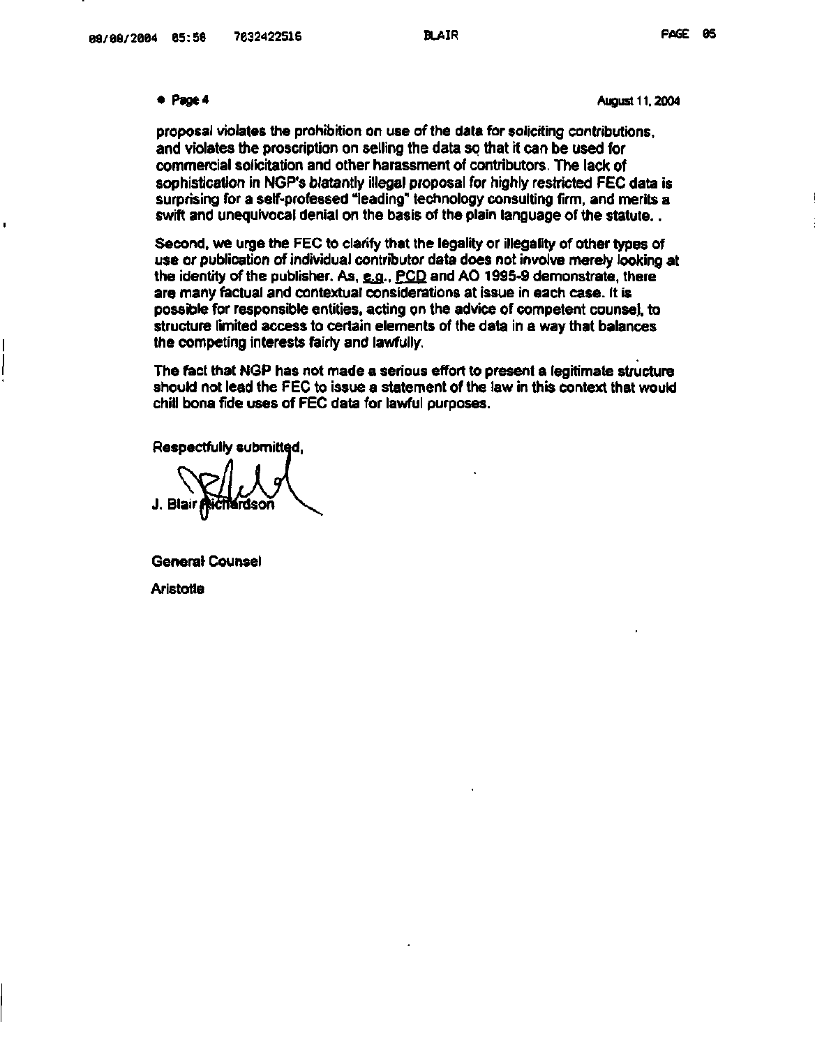proposal violates the prohibition on use of the data for soliciting contributions, and violates the proscription on selling the data so that it can be used for commercial solicitation and other harassment of contributors. The lack of sophistication in NGP's blatantly illegal proposal for highly restricted FEC data is surprising for a self-professed "leading" technology consulting firm, and merits a swift and unequivocal denial on the basis of the plain language of the statute. .

Second, we urge the FEC to clarify that the legality or illegality of other types of use or publication of individual contributor data does not involve merely looking at the identity of the publisher. As, e.g., PCD and AO 1995-9 demonstrate, there are many factual and contextual considerations at issue in each case. It is possible for responsible entities, acting on the advice of competent counsel, to structure limited access to certain elements of the data in a way that balances the competing interests fairly and lawfully.

The fact that NGP has not made a serious effort to present a legitimate structure should not lead the FEC to issue a statement of the law in this context that would chill bona fide uses of FEC data for lawful purposes.

Respectfully submitted,

J. Blair Richardson

General Counsel

Aristotle